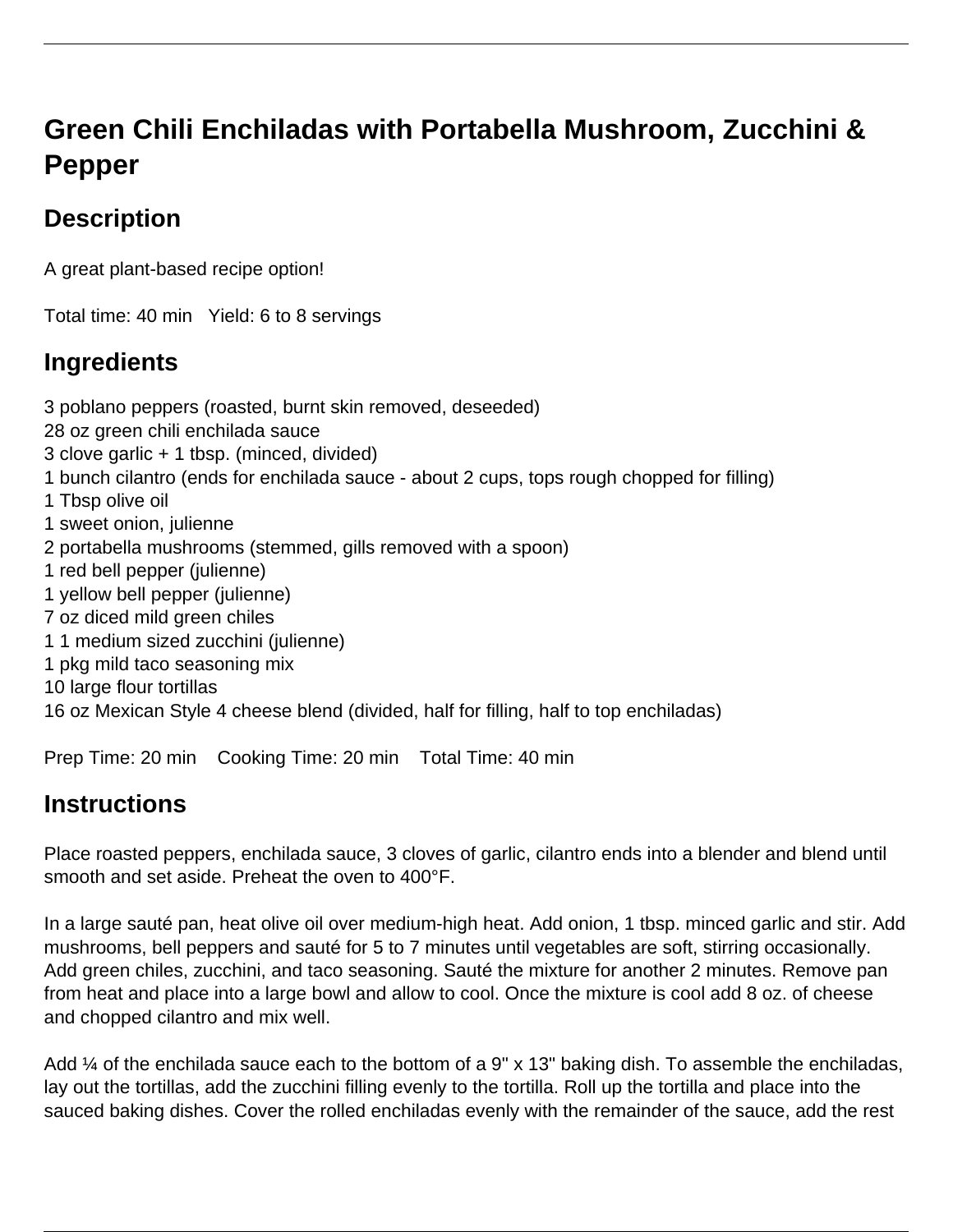# Green Chili Enchiladas with Portabella Mushroom, Zucchini & Pepper

## Description

A great plant-based recipe option!

Total time: 40 min   Yield: 6 to 8 servings

## Ingredients

3 poblano peppers (roasted, burnt skin removed, deseeded)
28 oz green chili enchilada sauce
3 clove garlic + 1 tbsp. (minced, divided)
1 bunch cilantro (ends for enchilada sauce - about 2 cups, tops rough chopped for filling)
1 Tbsp olive oil
1 sweet onion, julienne
2 portabella mushrooms (stemmed, gills removed with a spoon)
1 red bell pepper (julienne)
1 yellow bell pepper (julienne)
7 oz diced mild green chiles
1 1 medium sized zucchini (julienne)
1 pkg mild taco seasoning mix
10 large flour tortillas
16 oz Mexican Style 4 cheese blend (divided, half for filling, half to top enchiladas)

Prep Time: 20 min   Cooking Time: 20 min   Total Time: 40 min

## Instructions

Place roasted peppers, enchilada sauce, 3 cloves of garlic, cilantro ends into a blender and blend until smooth and set aside. Preheat the oven to 400°F.

In a large sauté pan, heat olive oil over medium-high heat. Add onion, 1 tbsp. minced garlic and stir. Add mushrooms, bell peppers and sauté for 5 to 7 minutes until vegetables are soft, stirring occasionally. Add green chiles, zucchini, and taco seasoning. Sauté the mixture for another 2 minutes. Remove pan from heat and place into a large bowl and allow to cool. Once the mixture is cool add 8 oz. of cheese and chopped cilantro and mix well.

Add ¼ of the enchilada sauce each to the bottom of a 9" x 13" baking dish. To assemble the enchiladas, lay out the tortillas, add the zucchini filling evenly to the tortilla. Roll up the tortilla and place into the sauced baking dishes. Cover the rolled enchiladas evenly with the remainder of the sauce, add the rest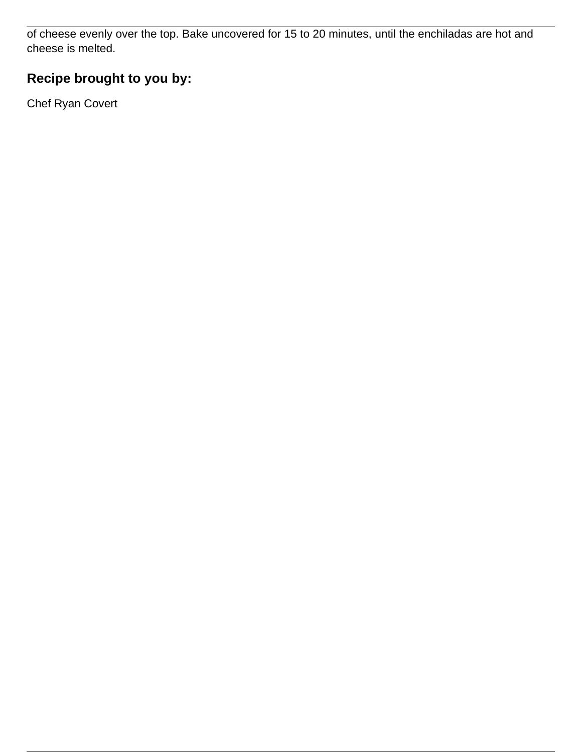of cheese evenly over the top. Bake uncovered for 15 to 20 minutes, until the enchiladas are hot and cheese is melted.

## Recipe brought to you by:

Chef Ryan Covert